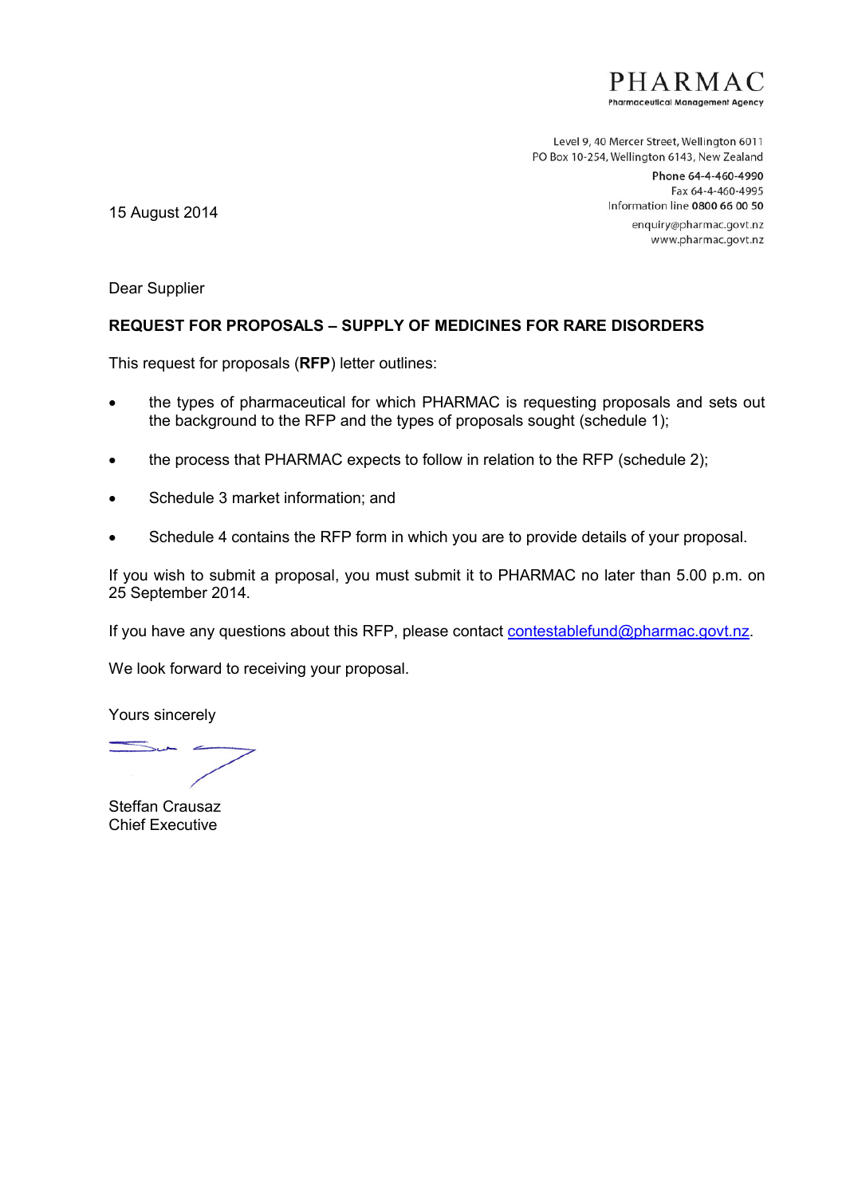PHARMAC
Pharmaceutical Management Agency

Level 9, 40 Mercer Street, Wellington 6011
PO Box 10-254, Wellington 6143, New Zealand
**Phone** 64-4-460-4990
Fax 64-4-460-4995
Information line **0800 66 00 50**
enquiry@pharmac.govt.nz
www.pharmac.govt.nz

15 August 2014

Dear Supplier

**REQUEST FOR PROPOSALS – SUPPLY OF MEDICINES FOR RARE DISORDERS**

This request for proposals (**RFP**) letter outlines:

- the types of pharmaceutical for which PHARMAC is requesting proposals and sets out the background to the RFP and the types of proposals sought (schedule 1);
- the process that PHARMAC expects to follow in relation to the RFP (schedule 2);
- Schedule 3 market information; and
- Schedule 4 contains the RFP form in which you are to provide details of your proposal.

If you wish to submit a proposal, you must submit it to PHARMAC no later than 5.00 p.m. on 25 September 2014.

If you have any questions about this RFP, please contact contestablefund@pharmac.govt.nz.

We look forward to receiving your proposal.

Yours sincerely

Steffan Crausaz
Chief Executive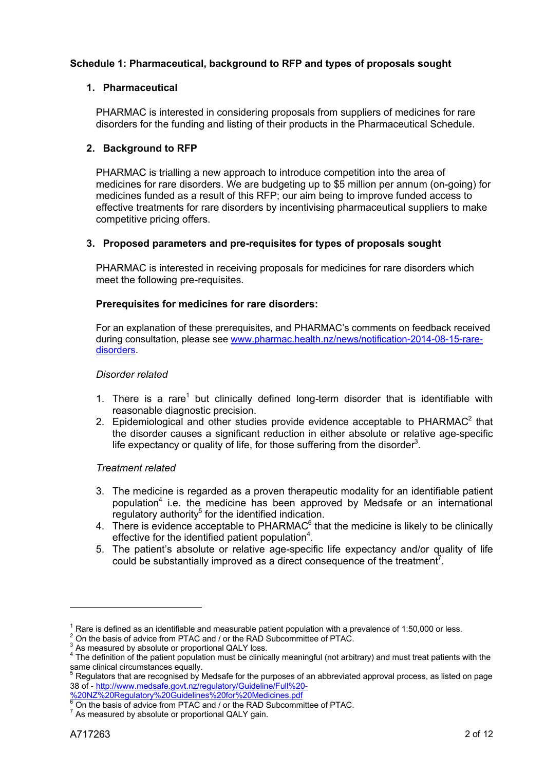**Schedule 1: Pharmaceutical, background to RFP and types of proposals sought**

## 1. Pharmaceutical

PHARMAC is interested in considering proposals from suppliers of medicines for rare disorders for the funding and listing of their products in the Pharmaceutical Schedule.

## 2. Background to RFP

PHARMAC is trialling a new approach to introduce competition into the area of medicines for rare disorders. We are budgeting up to $5 million per annum (on-going) for medicines funded as a result of this RFP; our aim being to improve funded access to effective treatments for rare disorders by incentivising pharmaceutical suppliers to make competitive pricing offers.

## 3. Proposed parameters and pre-requisites for types of proposals sought

PHARMAC is interested in receiving proposals for medicines for rare disorders which meet the following pre-requisites.

**Prerequisites for medicines for rare disorders:**

For an explanation of these prerequisites, and PHARMAC's comments on feedback received during consultation, please see [www.pharmac.health.nz/news/notification-2014-08-15-rare-disorders](www.pharmac.health.nz/news/notification-2014-08-15-rare-disorders).

*Disorder related*

1. There is a rare[1] but clinically defined long-term disorder that is identifiable with reasonable diagnostic precision.
2. Epidemiological and other studies provide evidence acceptable to PHARMAC[2] that the disorder causes a significant reduction in either absolute or relative age-specific life expectancy or quality of life, for those suffering from the disorder[3].

*Treatment related*

3. The medicine is regarded as a proven therapeutic modality for an identifiable patient population[4] i.e. the medicine has been approved by Medsafe or an international regulatory authority[5] for the identified indication.
4. There is evidence acceptable to PHARMAC[6] that the medicine is likely to be clinically effective for the identified patient population[4].
5. The patient's absolute or relative age-specific life expectancy and/or quality of life could be substantially improved as a direct consequence of the treatment[7].

---

[1] Rare is defined as an identifiable and measurable patient population with a prevalence of 1:50,000 or less.

[2] On the basis of advice from PTAC and / or the RAD Subcommittee of PTAC.

[3] As measured by absolute or proportional QALY loss.

[4] The definition of the patient population must be clinically meaningful (not arbitrary) and must treat patients with the same clinical circumstances equally.

[5] Regulators that are recognised by Medsafe for the purposes of an abbreviated approval process, as listed on page 38 of - [http://www.medsafe.govt.nz/regulatory/Guideline/Full%20-%20NZ%20Regulatory%20Guidelines%20for%20Medicines.pdf](http://www.medsafe.govt.nz/regulatory/Guideline/Full%20-%20NZ%20Regulatory%20Guidelines%20for%20Medicines.pdf)

[6] On the basis of advice from PTAC and / or the RAD Subcommittee of PTAC.

[7] As measured by absolute or proportional QALY gain.

A717263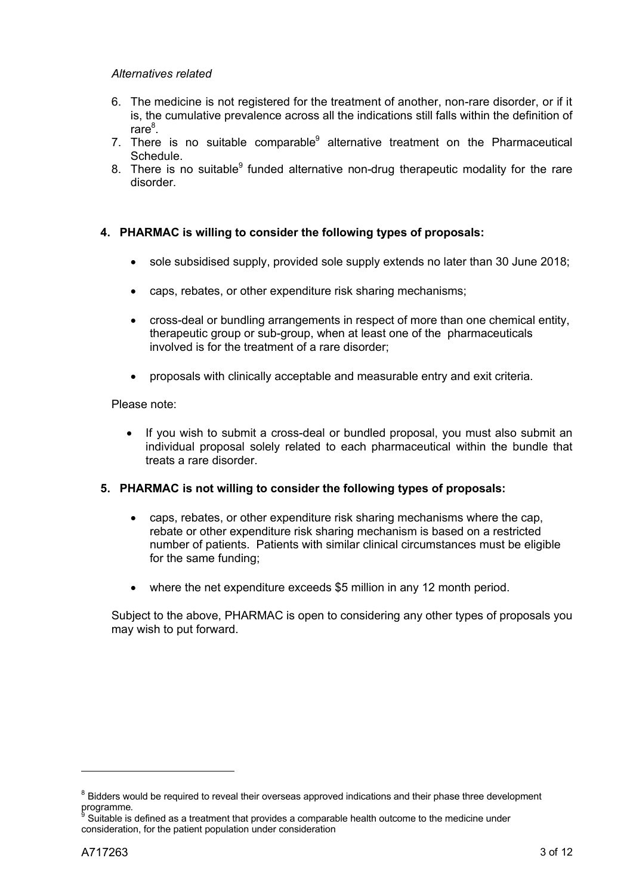*Alternatives related*

6. The medicine is not registered for the treatment of another, non-rare disorder, or if it is, the cumulative prevalence across all the indications still falls within the definition of rare[8].
7. There is no suitable comparable[9] alternative treatment on the Pharmaceutical Schedule.
8. There is no suitable[9] funded alternative non-drug therapeutic modality for the rare disorder.

## 4. PHARMAC is willing to consider the following types of proposals:

- sole subsidised supply, provided sole supply extends no later than 30 June 2018;
- caps, rebates, or other expenditure risk sharing mechanisms;
- cross-deal or bundling arrangements in respect of more than one chemical entity, therapeutic group or sub-group, when at least one of the pharmaceuticals involved is for the treatment of a rare disorder;
- proposals with clinically acceptable and measurable entry and exit criteria.

Please note:

- If you wish to submit a cross-deal or bundled proposal, you must also submit an individual proposal solely related to each pharmaceutical within the bundle that treats a rare disorder.

## 5. PHARMAC is not willing to consider the following types of proposals:

- caps, rebates, or other expenditure risk sharing mechanisms where the cap, rebate or other expenditure risk sharing mechanism is based on a restricted number of patients. Patients with similar clinical circumstances must be eligible for the same funding;
- where the net expenditure exceeds $5 million in any 12 month period.

Subject to the above, PHARMAC is open to considering any other types of proposals you may wish to put forward.

---

[8] Bidders would be required to reveal their overseas approved indications and their phase three development programme.

[9] Suitable is defined as a treatment that provides a comparable health outcome to the medicine under consideration, for the patient population under consideration

A717263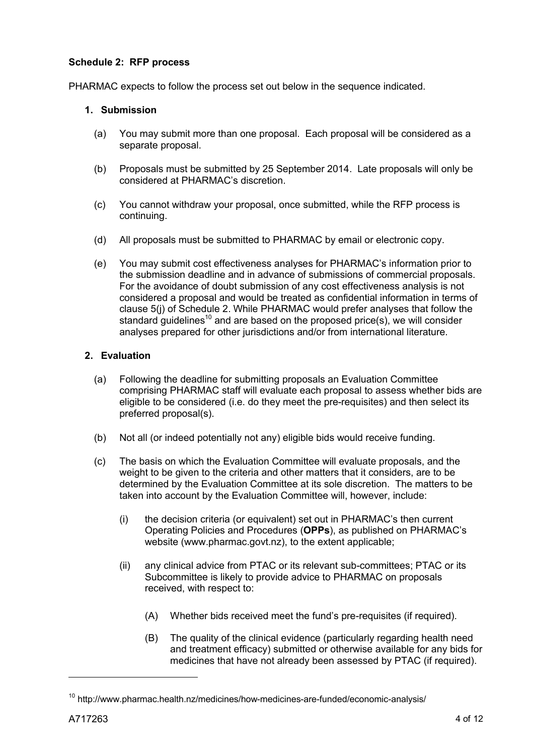**Schedule 2: RFP process**

PHARMAC expects to follow the process set out below in the sequence indicated.

**1. Submission**

(a) You may submit more than one proposal. Each proposal will be considered as a separate proposal.

(b) Proposals must be submitted by 25 September 2014. Late proposals will only be considered at PHARMAC's discretion.

(c) You cannot withdraw your proposal, once submitted, while the RFP process is continuing.

(d) All proposals must be submitted to PHARMAC by email or electronic copy.

(e) You may submit cost effectiveness analyses for PHARMAC's information prior to the submission deadline and in advance of submissions of commercial proposals. For the avoidance of doubt submission of any cost effectiveness analysis is not considered a proposal and would be treated as confidential information in terms of clause 5(j) of Schedule 2. While PHARMAC would prefer analyses that follow the standard guidelines[10] and are based on the proposed price(s), we will consider analyses prepared for other jurisdictions and/or from international literature.

**2. Evaluation**

(a) Following the deadline for submitting proposals an Evaluation Committee comprising PHARMAC staff will evaluate each proposal to assess whether bids are eligible to be considered (i.e. do they meet the pre-requisites) and then select its preferred proposal(s).

(b) Not all (or indeed potentially not any) eligible bids would receive funding.

(c) The basis on which the Evaluation Committee will evaluate proposals, and the weight to be given to the criteria and other matters that it considers, are to be determined by the Evaluation Committee at its sole discretion. The matters to be taken into account by the Evaluation Committee will, however, include:

(i) the decision criteria (or equivalent) set out in PHARMAC's then current Operating Policies and Procedures (**OPPs**), as published on PHARMAC's website (www.pharmac.govt.nz), to the extent applicable;

(ii) any clinical advice from PTAC or its relevant sub-committees; PTAC or its Subcommittee is likely to provide advice to PHARMAC on proposals received, with respect to:

(A) Whether bids received meet the fund's pre-requisites (if required).

(B) The quality of the clinical evidence (particularly regarding health need and treatment efficacy) submitted or otherwise available for any bids for medicines that have not already been assessed by PTAC (if required).

---

[10] http://www.pharmac.health.nz/medicines/how-medicines-are-funded/economic-analysis/

A717263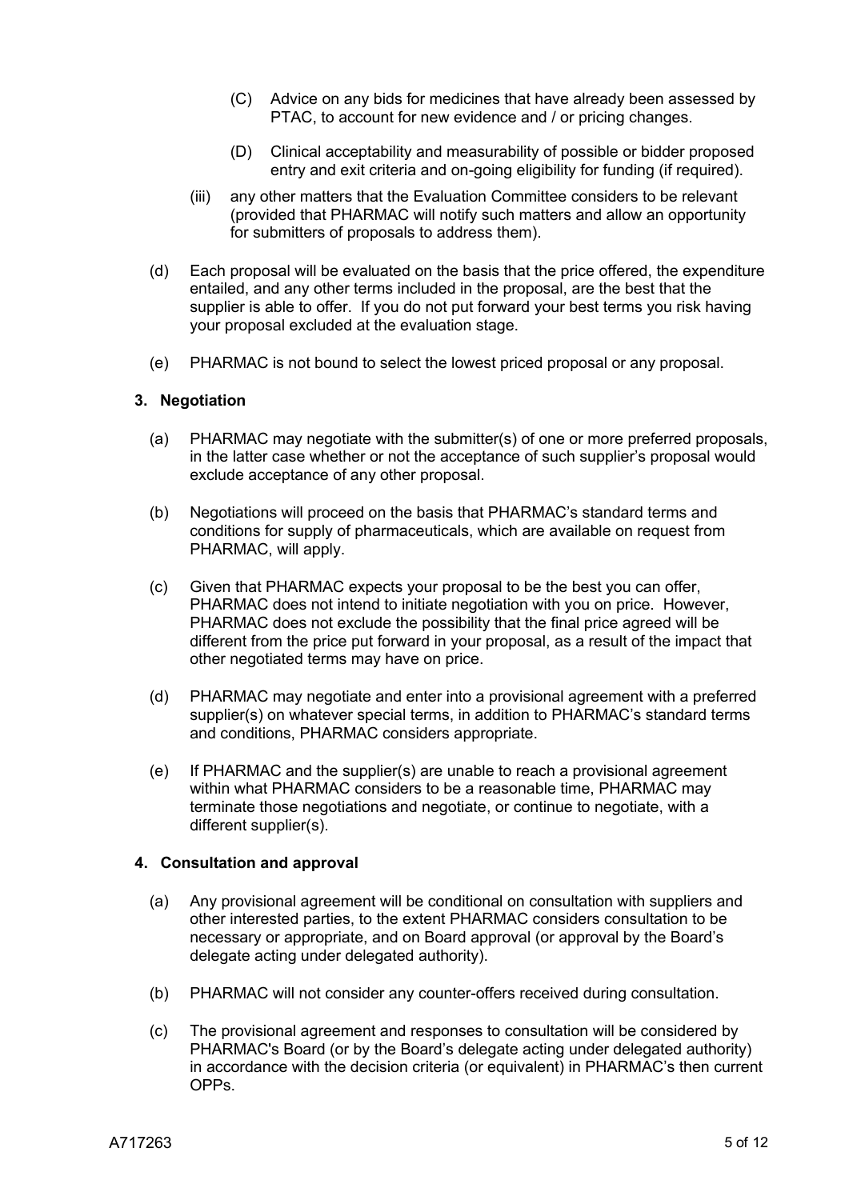(C) Advice on any bids for medicines that have already been assessed by PTAC, to account for new evidence and / or pricing changes.

(D) Clinical acceptability and measurability of possible or bidder proposed entry and exit criteria and on-going eligibility for funding (if required).

(iii) any other matters that the Evaluation Committee considers to be relevant (provided that PHARMAC will notify such matters and allow an opportunity for submitters of proposals to address them).

(d) Each proposal will be evaluated on the basis that the price offered, the expenditure entailed, and any other terms included in the proposal, are the best that the supplier is able to offer. If you do not put forward your best terms you risk having your proposal excluded at the evaluation stage.

(e) PHARMAC is not bound to select the lowest priced proposal or any proposal.

**3. Negotiation**

(a) PHARMAC may negotiate with the submitter(s) of one or more preferred proposals, in the latter case whether or not the acceptance of such supplier's proposal would exclude acceptance of any other proposal.

(b) Negotiations will proceed on the basis that PHARMAC's standard terms and conditions for supply of pharmaceuticals, which are available on request from PHARMAC, will apply.

(c) Given that PHARMAC expects your proposal to be the best you can offer, PHARMAC does not intend to initiate negotiation with you on price. However, PHARMAC does not exclude the possibility that the final price agreed will be different from the price put forward in your proposal, as a result of the impact that other negotiated terms may have on price.

(d) PHARMAC may negotiate and enter into a provisional agreement with a preferred supplier(s) on whatever special terms, in addition to PHARMAC's standard terms and conditions, PHARMAC considers appropriate.

(e) If PHARMAC and the supplier(s) are unable to reach a provisional agreement within what PHARMAC considers to be a reasonable time, PHARMAC may terminate those negotiations and negotiate, or continue to negotiate, with a different supplier(s).

**4. Consultation and approval**

(a) Any provisional agreement will be conditional on consultation with suppliers and other interested parties, to the extent PHARMAC considers consultation to be necessary or appropriate, and on Board approval (or approval by the Board's delegate acting under delegated authority).

(b) PHARMAC will not consider any counter-offers received during consultation.

(c) The provisional agreement and responses to consultation will be considered by PHARMAC's Board (or by the Board's delegate acting under delegated authority) in accordance with the decision criteria (or equivalent) in PHARMAC's then current OPPs.

A717263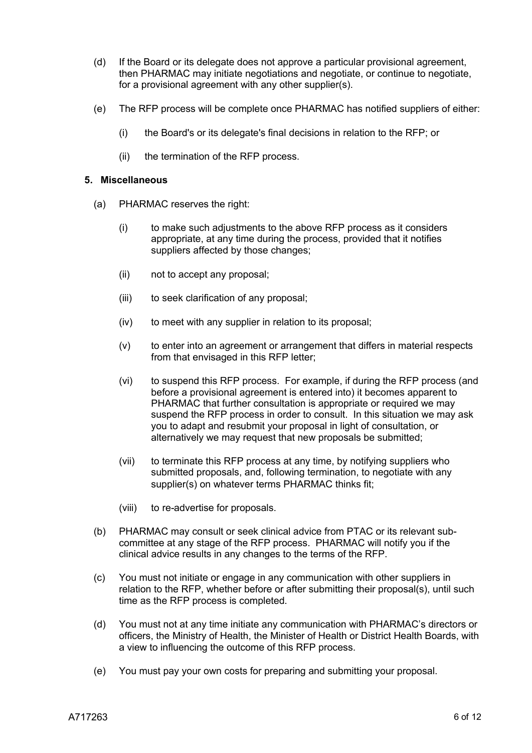(d) If the Board or its delegate does not approve a particular provisional agreement, then PHARMAC may initiate negotiations and negotiate, or continue to negotiate, for a provisional agreement with any other supplier(s).

(e) The RFP process will be complete once PHARMAC has notified suppliers of either:

  (i) the Board's or its delegate's final decisions in relation to the RFP; or

  (ii) the termination of the RFP process.

**5. Miscellaneous**

(a) PHARMAC reserves the right:

  (i) to make such adjustments to the above RFP process as it considers appropriate, at any time during the process, provided that it notifies suppliers affected by those changes;

  (ii) not to accept any proposal;

  (iii) to seek clarification of any proposal;

  (iv) to meet with any supplier in relation to its proposal;

  (v) to enter into an agreement or arrangement that differs in material respects from that envisaged in this RFP letter;

  (vi) to suspend this RFP process. For example, if during the RFP process (and before a provisional agreement is entered into) it becomes apparent to PHARMAC that further consultation is appropriate or required we may suspend the RFP process in order to consult. In this situation we may ask you to adapt and resubmit your proposal in light of consultation, or alternatively we may request that new proposals be submitted;

  (vii) to terminate this RFP process at any time, by notifying suppliers who submitted proposals, and, following termination, to negotiate with any supplier(s) on whatever terms PHARMAC thinks fit;

  (viii) to re-advertise for proposals.

(b) PHARMAC may consult or seek clinical advice from PTAC or its relevant sub-committee at any stage of the RFP process. PHARMAC will notify you if the clinical advice results in any changes to the terms of the RFP.

(c) You must not initiate or engage in any communication with other suppliers in relation to the RFP, whether before or after submitting their proposal(s), until such time as the RFP process is completed.

(d) You must not at any time initiate any communication with PHARMAC's directors or officers, the Ministry of Health, the Minister of Health or District Health Boards, with a view to influencing the outcome of this RFP process.

(e) You must pay your own costs for preparing and submitting your proposal.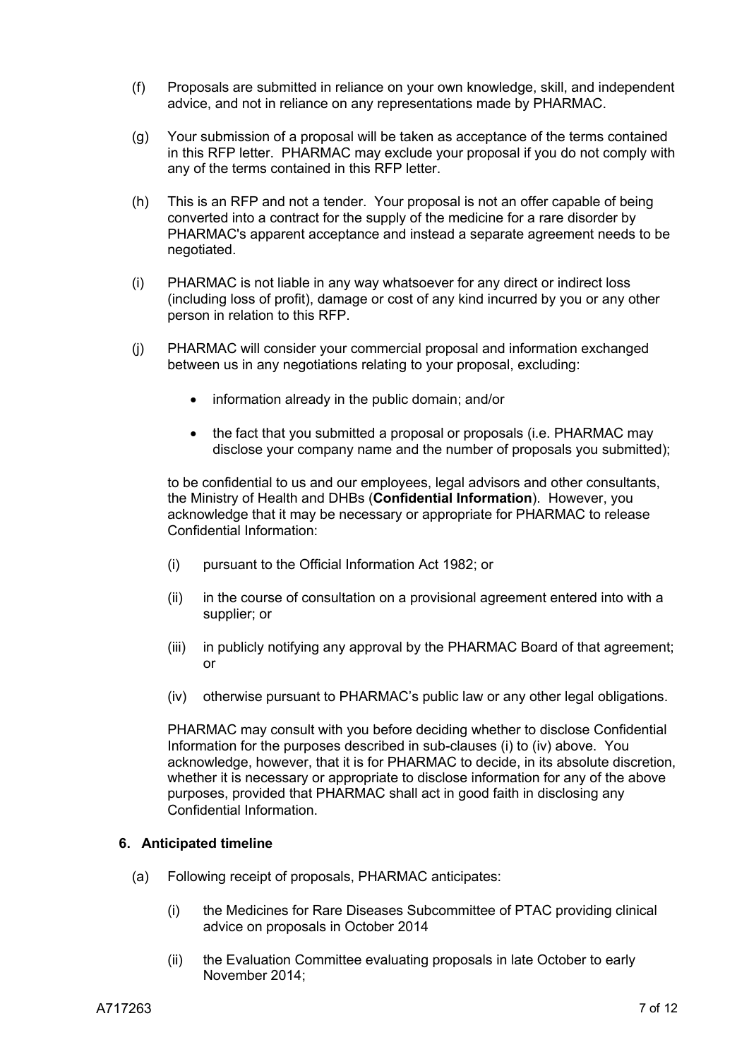(f) Proposals are submitted in reliance on your own knowledge, skill, and independent advice, and not in reliance on any representations made by PHARMAC.

(g) Your submission of a proposal will be taken as acceptance of the terms contained in this RFP letter. PHARMAC may exclude your proposal if you do not comply with any of the terms contained in this RFP letter.

(h) This is an RFP and not a tender. Your proposal is not an offer capable of being converted into a contract for the supply of the medicine for a rare disorder by PHARMAC's apparent acceptance and instead a separate agreement needs to be negotiated.

(i) PHARMAC is not liable in any way whatsoever for any direct or indirect loss (including loss of profit), damage or cost of any kind incurred by you or any other person in relation to this RFP.

(j) PHARMAC will consider your commercial proposal and information exchanged between us in any negotiations relating to your proposal, excluding:

- information already in the public domain; and/or
- the fact that you submitted a proposal or proposals (i.e. PHARMAC may disclose your company name and the number of proposals you submitted);

to be confidential to us and our employees, legal advisors and other consultants, the Ministry of Health and DHBs (**Confidential Information**). However, you acknowledge that it may be necessary or appropriate for PHARMAC to release Confidential Information:

(i) pursuant to the Official Information Act 1982; or

(ii) in the course of consultation on a provisional agreement entered into with a supplier; or

(iii) in publicly notifying any approval by the PHARMAC Board of that agreement; or

(iv) otherwise pursuant to PHARMAC's public law or any other legal obligations.

PHARMAC may consult with you before deciding whether to disclose Confidential Information for the purposes described in sub-clauses (i) to (iv) above. You acknowledge, however, that it is for PHARMAC to decide, in its absolute discretion, whether it is necessary or appropriate to disclose information for any of the above purposes, provided that PHARMAC shall act in good faith in disclosing any Confidential Information.

## 6. Anticipated timeline

(a) Following receipt of proposals, PHARMAC anticipates:

(i) the Medicines for Rare Diseases Subcommittee of PTAC providing clinical advice on proposals in October 2014

(ii) the Evaluation Committee evaluating proposals in late October to early November 2014;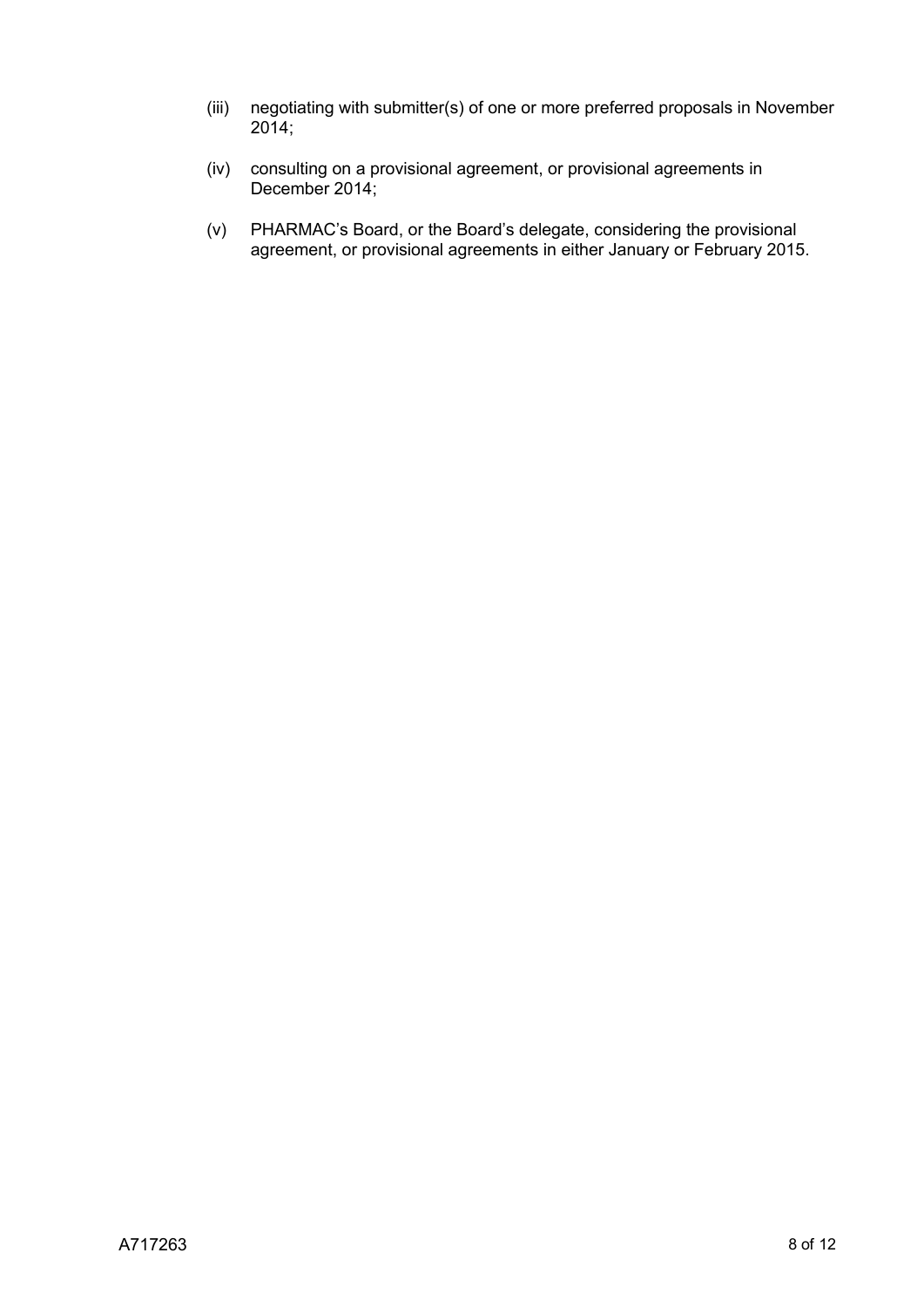(iii) negotiating with submitter(s) of one or more preferred proposals in November 2014;

(iv) consulting on a provisional agreement, or provisional agreements in December 2014;

(v) PHARMAC's Board, or the Board's delegate, considering the provisional agreement, or provisional agreements in either January or February 2015.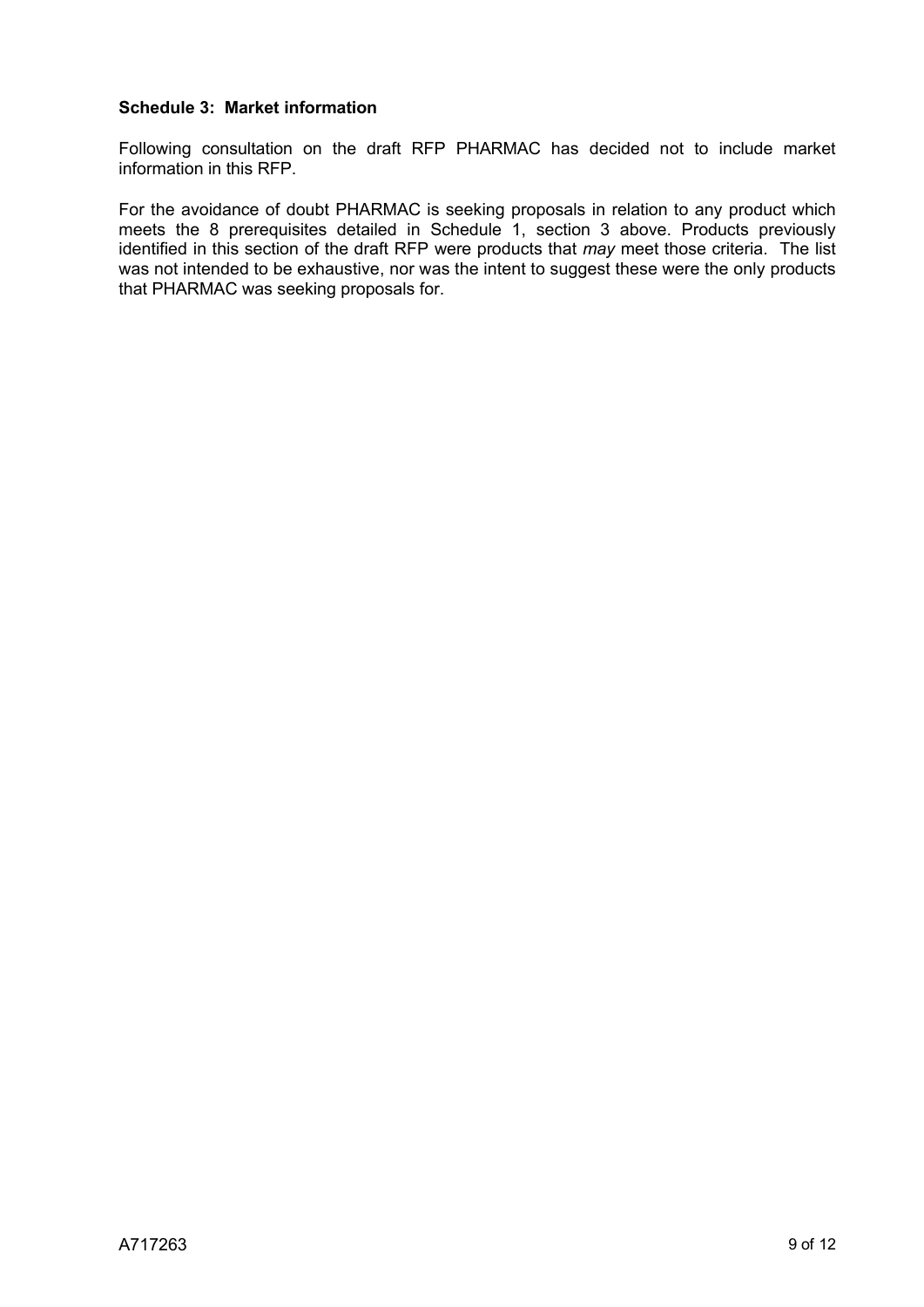**Schedule 3: Market information**

Following consultation on the draft RFP PHARMAC has decided not to include market information in this RFP.

For the avoidance of doubt PHARMAC is seeking proposals in relation to any product which meets the 8 prerequisites detailed in Schedule 1, section 3 above. Products previously identified in this section of the draft RFP were products that *may* meet those criteria. The list was not intended to be exhaustive, nor was the intent to suggest these were the only products that PHARMAC was seeking proposals for.

A717263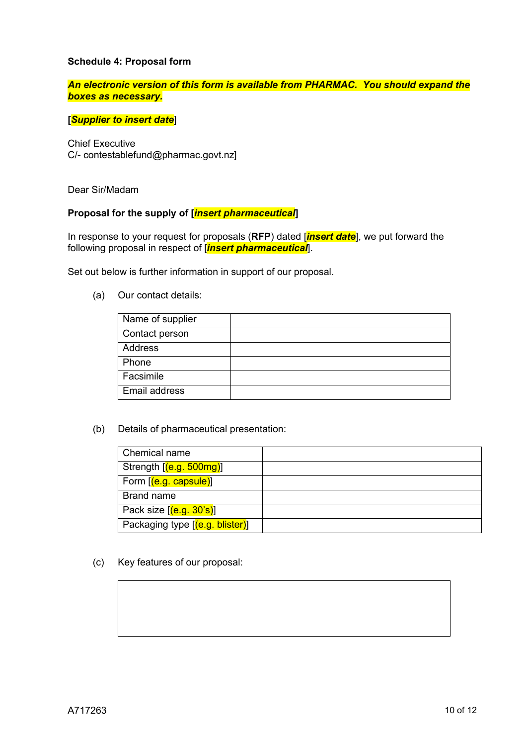**Schedule 4: Proposal form**

***An electronic version of this form is available from PHARMAC. You should expand the boxes as necessary.***

**[*Supplier to insert date*]**

Chief Executive
C/- contestablefund@pharmac.govt.nz]

Dear Sir/Madam

**Proposal for the supply of [*insert pharmaceutical*]**

In response to your request for proposals (**RFP**) dated [***insert date***], we put forward the following proposal in respect of [***insert pharmaceutical***].

Set out below is further information in support of our proposal.

(a) Our contact details:

| Name of supplier | |
|---|---|
| Contact person | |
| Address | |
| Phone | |
| Facsimile | |
| Email address | |

(b) Details of pharmaceutical presentation:

| Chemical name | |
|---|---|
| Strength [(e.g. 500mg)] | |
| Form [(e.g. capsule)] | |
| Brand name | |
| Pack size [(e.g. 30's)] | |
| Packaging type [(e.g. blister)] | |

(c) Key features of our proposal:

| |
|---|
| |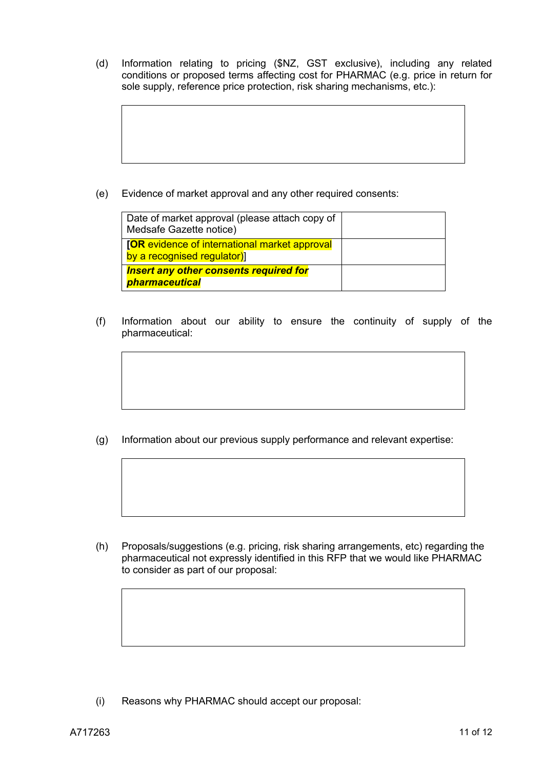(d) Information relating to pricing ($NZ, GST exclusive), including any related conditions or proposed terms affecting cost for PHARMAC (e.g. price in return for sole supply, reference price protection, risk sharing mechanisms, etc.):

| |
|---|
| |

(e) Evidence of market approval and any other required consents:

| | |
|---|---|
| Date of market approval (please attach copy of Medsafe Gazette notice) | |
| [**OR** evidence of international market approval by a recognised regulator)] | |
| ***Insert any other consents required for pharmaceutical*** | |

(f) Information about our ability to ensure the continuity of supply of the pharmaceutical:

| |
|---|
| |

(g) Information about our previous supply performance and relevant expertise:

| |
|---|
| |

(h) Proposals/suggestions (e.g. pricing, risk sharing arrangements, etc) regarding the pharmaceutical not expressly identified in this RFP that we would like PHARMAC to consider as part of our proposal:

| |
|---|
| |

(i) Reasons why PHARMAC should accept our proposal:

A717263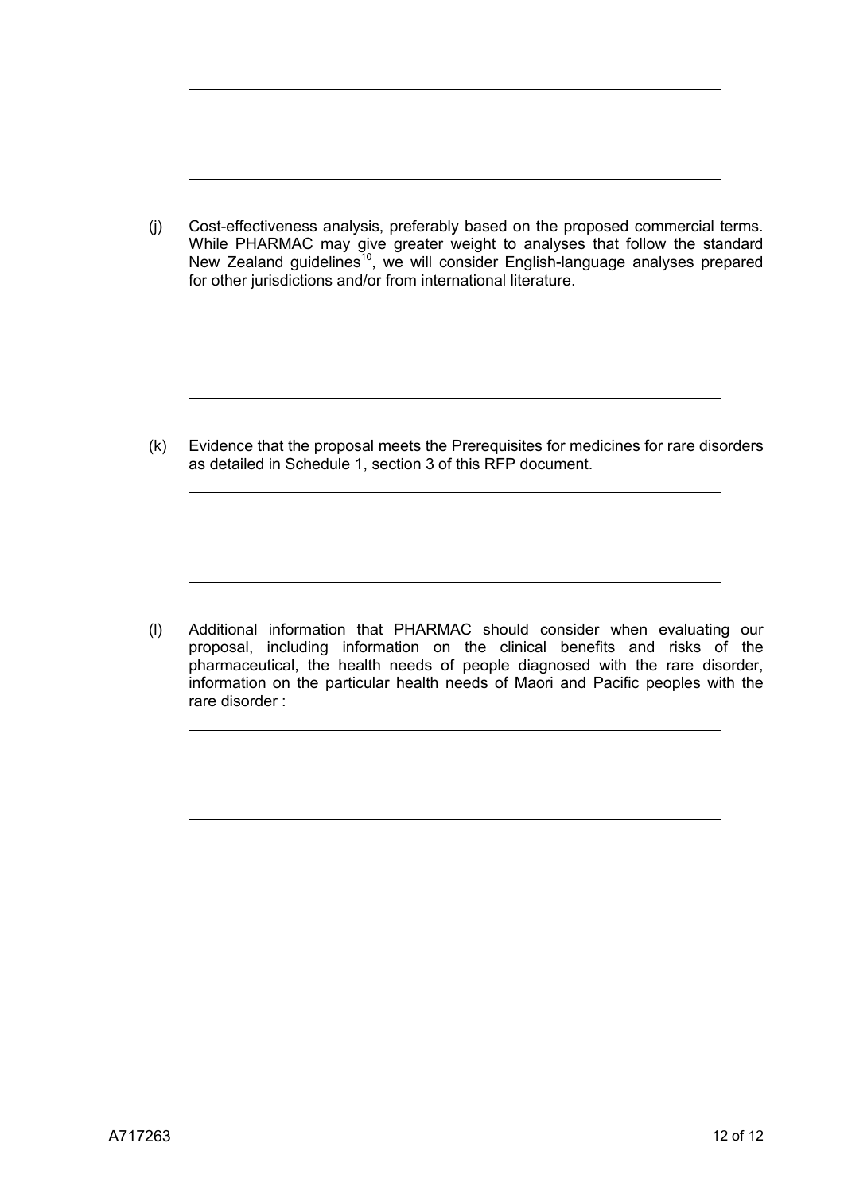(j) Cost-effectiveness analysis, preferably based on the proposed commercial terms. While PHARMAC may give greater weight to analyses that follow the standard New Zealand guidelines[10], we will consider English-language analyses prepared for other jurisdictions and/or from international literature.

(k) Evidence that the proposal meets the Prerequisites for medicines for rare disorders as detailed in Schedule 1, section 3 of this RFP document.

(l) Additional information that PHARMAC should consider when evaluating our proposal, including information on the clinical benefits and risks of the pharmaceutical, the health needs of people diagnosed with the rare disorder, information on the particular health needs of Maori and Pacific peoples with the rare disorder :